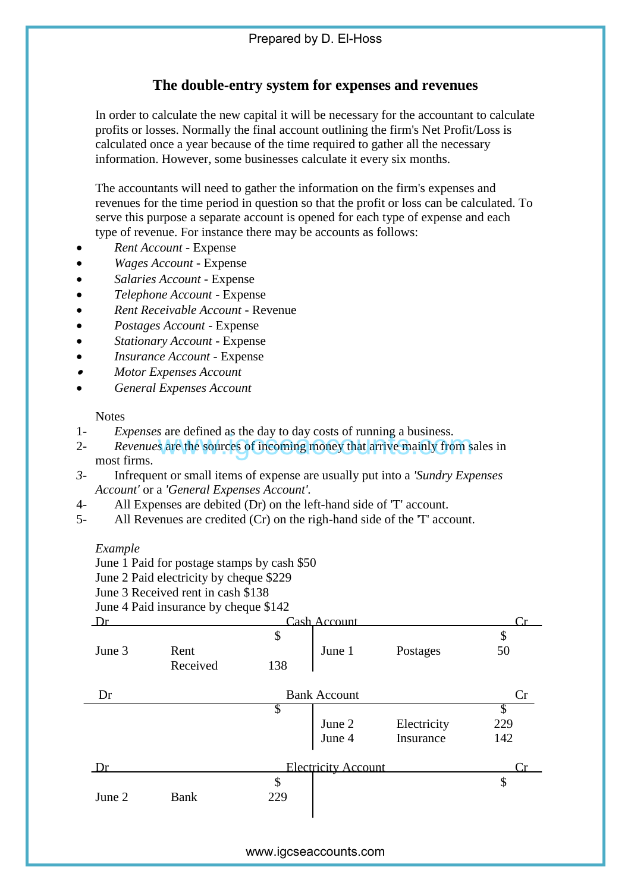# The double-entry system for expenses and revenues

In order to calculate the new capital it will be necessary for the accountant to calculate profits or losses. Normally the final account outlining the firm's Net Profit/Loss is calculated once a year because of the time required to gather all the necessary information. However, some businesses calculate it every six months.

The accountants will need to gather the information on the firm's expenses and revenues for the time period in question so that the profit or loss can be calculated. To serve this purpose a separate account is opened for each type of expense and each type of revenue. For instance there may be accounts as follows:

- *Rent Account* - Expense
- *Wages Account* - Expense
- *Salaries Account* - Expense
- *Telephone Account* - Expense
- *Rent Receivable Account* - Revenue
- *Postages Account* - Expense
- *Stationary Account* - Expense
- *Insurance Account* - Expense
- *Motor Expenses Account*
- *General Expenses Account*

Notes

1- *Expenses* are defined as the day to day costs of running a business.

2- *Revenues* are the sources of incoming money that arrive mainly from sales in most firms.

3- Infrequent or small items of expense are usually put into a *'Sundry Expenses Account'* or a *'General Expenses Account'*.

4- All Expenses are debited (Dr) on the left-hand side of 'T' account.

5- All Revenues are credited (Cr) on the righ-hand side of the 'T' account.

*Example*

June 1 Paid for postage stamps by cash $50
June 2 Paid electricity by cheque $229
June 3 Received rent in cash $138
June 4 Paid insurance by cheque $142

**Cash Account**

| Dr | | | Cr | | |
|---|---|---|---|---|---|
| | | $ | | | $ |
| June 3 | Rent Received | 138 | June 1 | Postages | 50 |

**Bank Account**

| Dr | | | Cr | | |
|---|---|---|---|---|---|
| | | $ | | | $ |
| | | | June 2 | Electricity | 229 |
| | | | June 4 | Insurance | 142 |

**Electricity Account**

| Dr | | | Cr | | |
|---|---|---|---|---|---|
| | | $ | | | $ |
| June 2 | Bank | 229 | | | |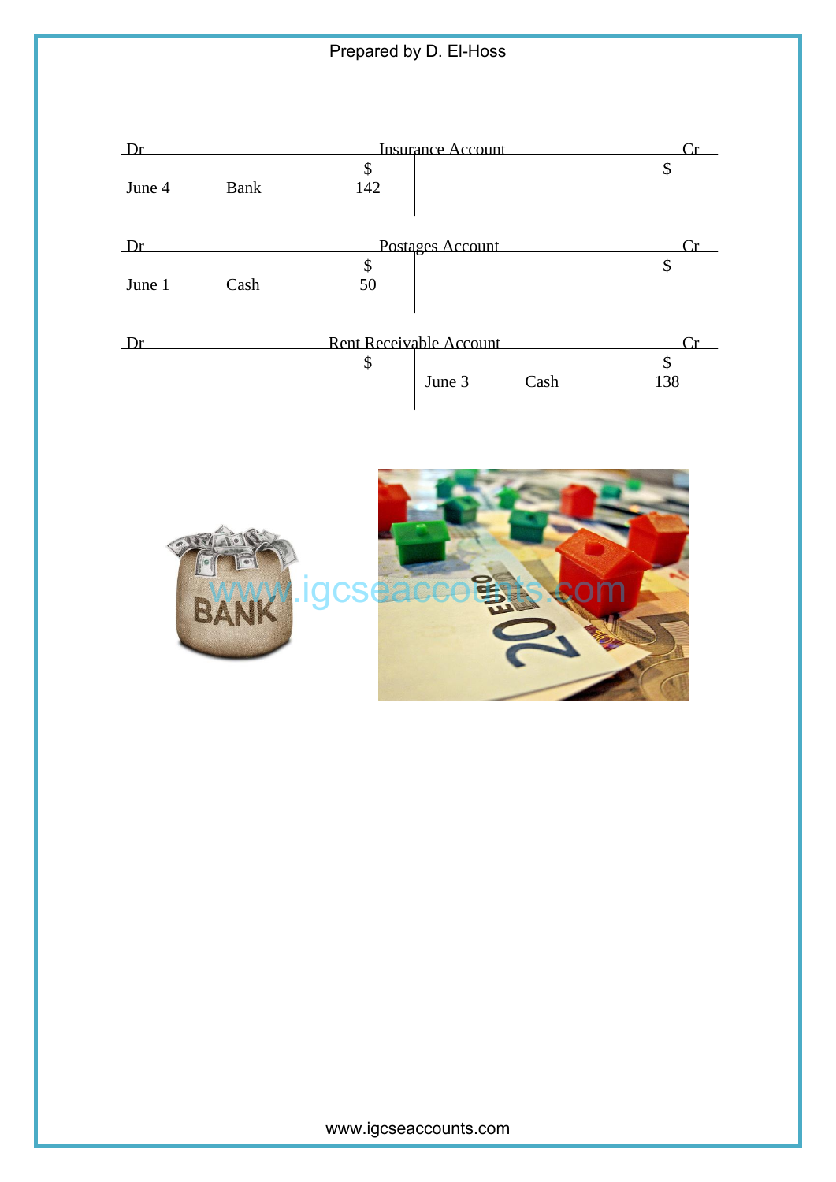**Insurance Account**

| Dr | | $ | | | $ Cr |
|---|---|---|---|---|---|
| June 4 | Bank | 142 | | | |

**Postages Account**

| Dr | | $ | | | $ Cr |
|---|---|---|---|---|---|
| June 1 | Cash | 50 | | | |

**Rent Receivable Account**

| Dr | | $ | | | $ Cr |
|---|---|---|---|---|---|
| | | | June 3 | Cash | 138 |